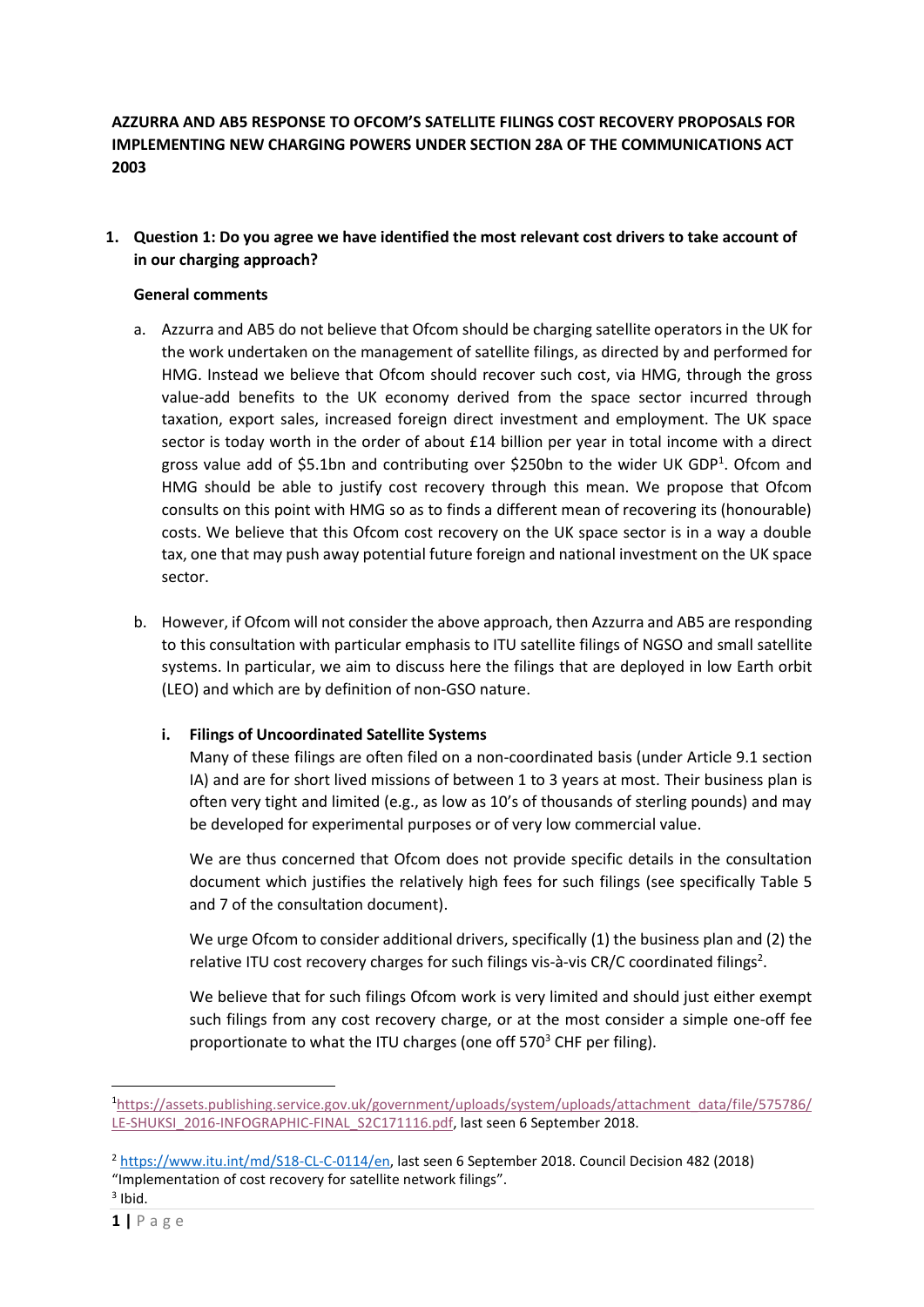**AZZURRA AND AB5 RESPONSE TO OFCOM'S SATELLITE FILINGS COST RECOVERY PROPOSALS FOR IMPLEMENTING NEW CHARGING POWERS UNDER SECTION 28A OF THE COMMUNICATIONS ACT 2003**

1. **Question 1: Do you agree we have identified the most relevant cost drivers to take account of in our charging approach?**

   **General comments**

   a. Azzurra and AB5 do not believe that Ofcom should be charging satellite operators in the UK for the work undertaken on the management of satellite filings, as directed by and performed for HMG. Instead we believe that Ofcom should recover such cost, via HMG, through the gross value-add benefits to the UK economy derived from the space sector incurred through taxation, export sales, increased foreign direct investment and employment. The UK space sector is today worth in the order of about £14 billion per year in total income with a direct gross value add of $5.1bn and contributing over $250bn to the wider UK GDP[1]. Ofcom and HMG should be able to justify cost recovery through this mean. We propose that Ofcom consults on this point with HMG so as to finds a different mean of recovering its (honourable) costs. We believe that this Ofcom cost recovery on the UK space sector is in a way a double tax, one that may push away potential future foreign and national investment on the UK space sector.

   b. However, if Ofcom will not consider the above approach, then Azzurra and AB5 are responding to this consultation with particular emphasis to ITU satellite filings of NGSO and small satellite systems. In particular, we aim to discuss here the filings that are deployed in low Earth orbit (LEO) and which are by definition of non-GSO nature.

      i. **Filings of Uncoordinated Satellite Systems**

         Many of these filings are often filed on a non-coordinated basis (under Article 9.1 section IA) and are for short lived missions of between 1 to 3 years at most. Their business plan is often very tight and limited (e.g., as low as 10's of thousands of sterling pounds) and may be developed for experimental purposes or of very low commercial value.

         We are thus concerned that Ofcom does not provide specific details in the consultation document which justifies the relatively high fees for such filings (see specifically Table 5 and 7 of the consultation document).

         We urge Ofcom to consider additional drivers, specifically (1) the business plan and (2) the relative ITU cost recovery charges for such filings vis-à-vis CR/C coordinated filings[2].

         We believe that for such filings Ofcom work is very limited and should just either exempt such filings from any cost recovery charge, or at the most consider a simple one-off fee proportionate to what the ITU charges (one off 570[3] CHF per filing).

---

[1] https://assets.publishing.service.gov.uk/government/uploads/system/uploads/attachment_data/file/575786/LE-SHUKSI_2016-INFOGRAPHIC-FINAL_S2C171116.pdf, last seen 6 September 2018.

[2] https://www.itu.int/md/S18-CL-C-0114/en, last seen 6 September 2018. Council Decision 482 (2018) "Implementation of cost recovery for satellite network filings".

[3] Ibid.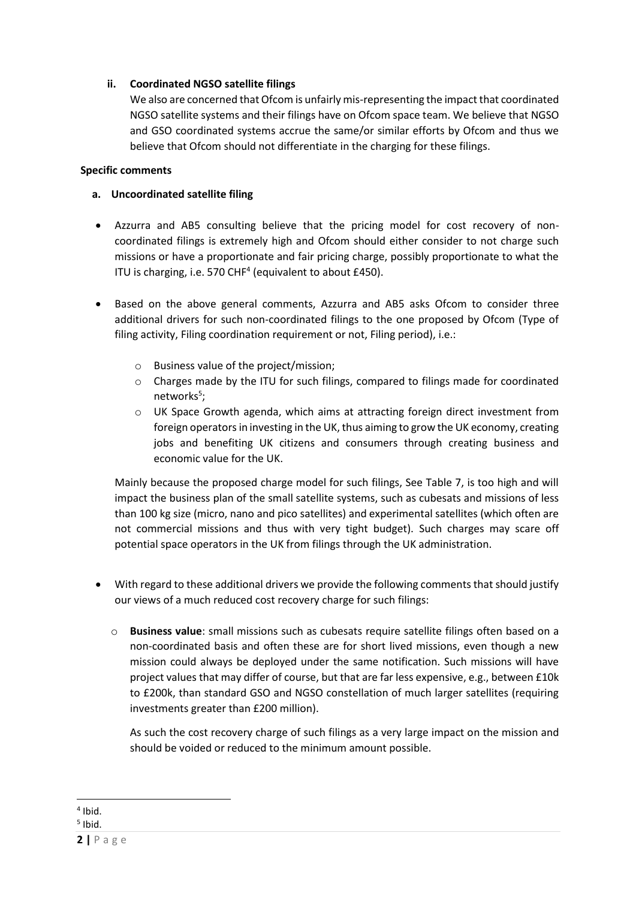ii. **Coordinated NGSO satellite filings**

We also are concerned that Ofcom is unfairly mis-representing the impact that coordinated NGSO satellite systems and their filings have on Ofcom space team. We believe that NGSO and GSO coordinated systems accrue the same/or similar efforts by Ofcom and thus we believe that Ofcom should not differentiate in the charging for these filings.

**Specific comments**

a. **Uncoordinated satellite filing**

- Azzurra and AB5 consulting believe that the pricing model for cost recovery of non-coordinated filings is extremely high and Ofcom should either consider to not charge such missions or have a proportionate and fair pricing charge, possibly proportionate to what the ITU is charging, i.e. 570 CHF[4] (equivalent to about £450).

- Based on the above general comments, Azzurra and AB5 asks Ofcom to consider three additional drivers for such non-coordinated filings to the one proposed by Ofcom (Type of filing activity, Filing coordination requirement or not, Filing period), i.e.:

  - Business value of the project/mission;
  - Charges made by the ITU for such filings, compared to filings made for coordinated networks[5];
  - UK Space Growth agenda, which aims at attracting foreign direct investment from foreign operators in investing in the UK, thus aiming to grow the UK economy, creating jobs and benefiting UK citizens and consumers through creating business and economic value for the UK.

  Mainly because the proposed charge model for such filings, See Table 7, is too high and will impact the business plan of the small satellite systems, such as cubesats and missions of less than 100 kg size (micro, nano and pico satellites) and experimental satellites (which often are not commercial missions and thus with very tight budget). Such charges may scare off potential space operators in the UK from filings through the UK administration.

- With regard to these additional drivers we provide the following comments that should justify our views of a much reduced cost recovery charge for such filings:

  - **Business value**: small missions such as cubesats require satellite filings often based on a non-coordinated basis and often these are for short lived missions, even though a new mission could always be deployed under the same notification. Such missions will have project values that may differ of course, but that are far less expensive, e.g., between £10k to £200k, than standard GSO and NGSO constellation of much larger satellites (requiring investments greater than £200 million).

    As such the cost recovery charge of such filings as a very large impact on the mission and should be voided or reduced to the minimum amount possible.

---

[4] Ibid.

[5] Ibid.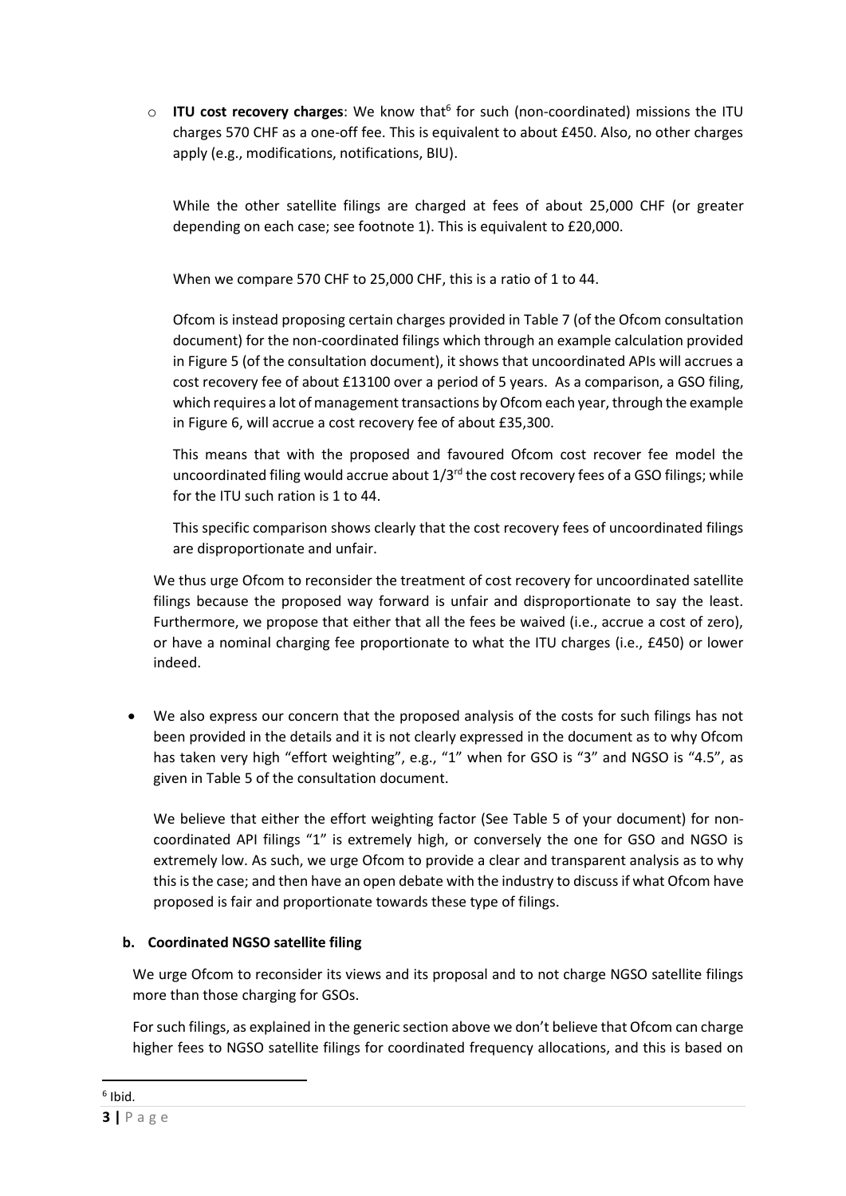- **ITU cost recovery charges**: We know that[6] for such (non-coordinated) missions the ITU charges 570 CHF as a one-off fee. This is equivalent to about £450. Also, no other charges apply (e.g., modifications, notifications, BIU).

  While the other satellite filings are charged at fees of about 25,000 CHF (or greater depending on each case; see footnote 1). This is equivalent to £20,000.

  When we compare 570 CHF to 25,000 CHF, this is a ratio of 1 to 44.

  Ofcom is instead proposing certain charges provided in Table 7 (of the Ofcom consultation document) for the non-coordinated filings which through an example calculation provided in Figure 5 (of the consultation document), it shows that uncoordinated APIs will accrues a cost recovery fee of about £13100 over a period of 5 years. As a comparison, a GSO filing, which requires a lot of management transactions by Ofcom each year, through the example in Figure 6, will accrue a cost recovery fee of about £35,300.

  This means that with the proposed and favoured Ofcom cost recover fee model the uncoordinated filing would accrue about 1/3rd the cost recovery fees of a GSO filings; while for the ITU such ration is 1 to 44.

  This specific comparison shows clearly that the cost recovery fees of uncoordinated filings are disproportionate and unfair.

  We thus urge Ofcom to reconsider the treatment of cost recovery for uncoordinated satellite filings because the proposed way forward is unfair and disproportionate to say the least. Furthermore, we propose that either that all the fees be waived (i.e., accrue a cost of zero), or have a nominal charging fee proportionate to what the ITU charges (i.e., £450) or lower indeed.

- We also express our concern that the proposed analysis of the costs for such filings has not been provided in the details and it is not clearly expressed in the document as to why Ofcom has taken very high "effort weighting", e.g., "1" when for GSO is "3" and NGSO is "4.5", as given in Table 5 of the consultation document.

  We believe that either the effort weighting factor (See Table 5 of your document) for non-coordinated API filings "1" is extremely high, or conversely the one for GSO and NGSO is extremely low. As such, we urge Ofcom to provide a clear and transparent analysis as to why this is the case; and then have an open debate with the industry to discuss if what Ofcom have proposed is fair and proportionate towards these type of filings.

**b. Coordinated NGSO satellite filing**

We urge Ofcom to reconsider its views and its proposal and to not charge NGSO satellite filings more than those charging for GSOs.

For such filings, as explained in the generic section above we don't believe that Ofcom can charge higher fees to NGSO satellite filings for coordinated frequency allocations, and this is based on

[6] Ibid.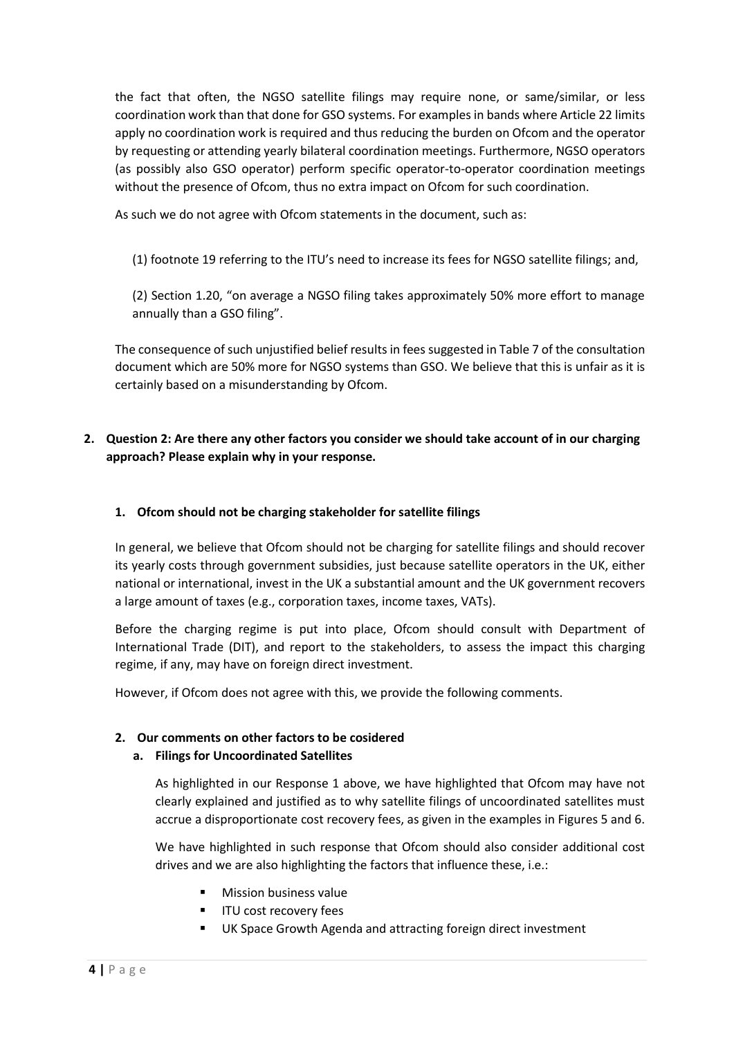the fact that often, the NGSO satellite filings may require none, or same/similar, or less coordination work than that done for GSO systems. For examples in bands where Article 22 limits apply no coordination work is required and thus reducing the burden on Ofcom and the operator by requesting or attending yearly bilateral coordination meetings. Furthermore, NGSO operators (as possibly also GSO operator) perform specific operator-to-operator coordination meetings without the presence of Ofcom, thus no extra impact on Ofcom for such coordination.

As such we do not agree with Ofcom statements in the document, such as:

(1) footnote 19 referring to the ITU's need to increase its fees for NGSO satellite filings; and,

(2) Section 1.20, "on average a NGSO filing takes approximately 50% more effort to manage annually than a GSO filing".

The consequence of such unjustified belief results in fees suggested in Table 7 of the consultation document which are 50% more for NGSO systems than GSO. We believe that this is unfair as it is certainly based on a misunderstanding by Ofcom.

## 2. Question 2: Are there any other factors you consider we should take account of in our charging approach? Please explain why in your response.

### 1. Ofcom should not be charging stakeholder for satellite filings

In general, we believe that Ofcom should not be charging for satellite filings and should recover its yearly costs through government subsidies, just because satellite operators in the UK, either national or international, invest in the UK a substantial amount and the UK government recovers a large amount of taxes (e.g., corporation taxes, income taxes, VATs).

Before the charging regime is put into place, Ofcom should consult with Department of International Trade (DIT), and report to the stakeholders, to assess the impact this charging regime, if any, may have on foreign direct investment.

However, if Ofcom does not agree with this, we provide the following comments.

### 2. Our comments on other factors to be cosidered

#### a. Filings for Uncoordinated Satellites

As highlighted in our Response 1 above, we have highlighted that Ofcom may have not clearly explained and justified as to why satellite filings of uncoordinated satellites must accrue a disproportionate cost recovery fees, as given in the examples in Figures 5 and 6.

We have highlighted in such response that Ofcom should also consider additional cost drives and we are also highlighting the factors that influence these, i.e.:

- Mission business value
- ITU cost recovery fees
- UK Space Growth Agenda and attracting foreign direct investment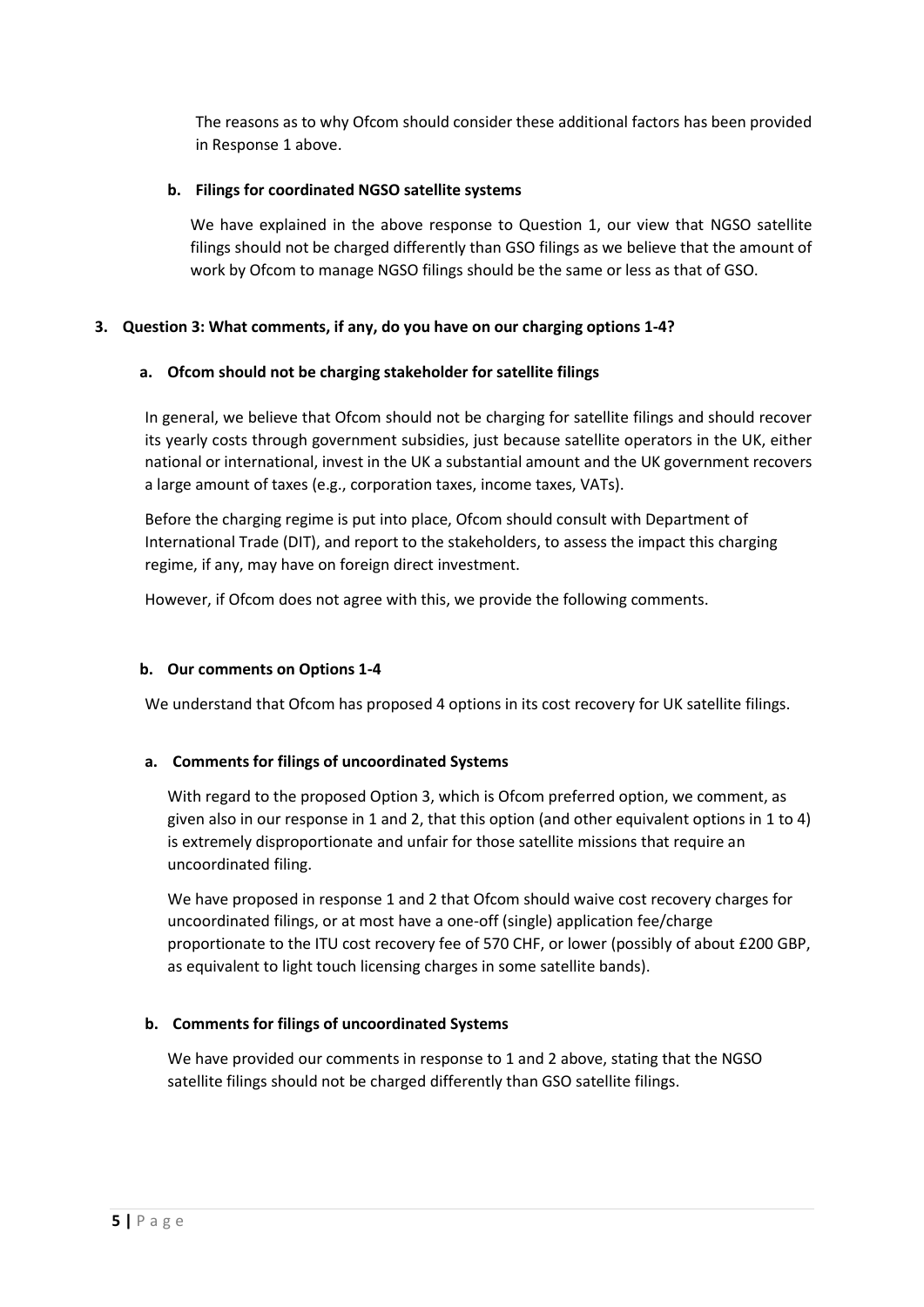The reasons as to why Ofcom should consider these additional factors has been provided in Response 1 above.

#### b. Filings for coordinated NGSO satellite systems

We have explained in the above response to Question 1, our view that NGSO satellite filings should not be charged differently than GSO filings as we believe that the amount of work by Ofcom to manage NGSO filings should be the same or less as that of GSO.

### 3. Question 3: What comments, if any, do you have on our charging options 1-4?

#### a. Ofcom should not be charging stakeholder for satellite filings

In general, we believe that Ofcom should not be charging for satellite filings and should recover its yearly costs through government subsidies, just because satellite operators in the UK, either national or international, invest in the UK a substantial amount and the UK government recovers a large amount of taxes (e.g., corporation taxes, income taxes, VATs).

Before the charging regime is put into place, Ofcom should consult with Department of International Trade (DIT), and report to the stakeholders, to assess the impact this charging regime, if any, may have on foreign direct investment.

However, if Ofcom does not agree with this, we provide the following comments.

#### b. Our comments on Options 1-4

We understand that Ofcom has proposed 4 options in its cost recovery for UK satellite filings.

#### a. Comments for filings of uncoordinated Systems

With regard to the proposed Option 3, which is Ofcom preferred option, we comment, as given also in our response in 1 and 2, that this option (and other equivalent options in 1 to 4) is extremely disproportionate and unfair for those satellite missions that require an uncoordinated filing.

We have proposed in response 1 and 2 that Ofcom should waive cost recovery charges for uncoordinated filings, or at most have a one-off (single) application fee/charge proportionate to the ITU cost recovery fee of 570 CHF, or lower (possibly of about £200 GBP, as equivalent to light touch licensing charges in some satellite bands).

#### b. Comments for filings of uncoordinated Systems

We have provided our comments in response to 1 and 2 above, stating that the NGSO satellite filings should not be charged differently than GSO satellite filings.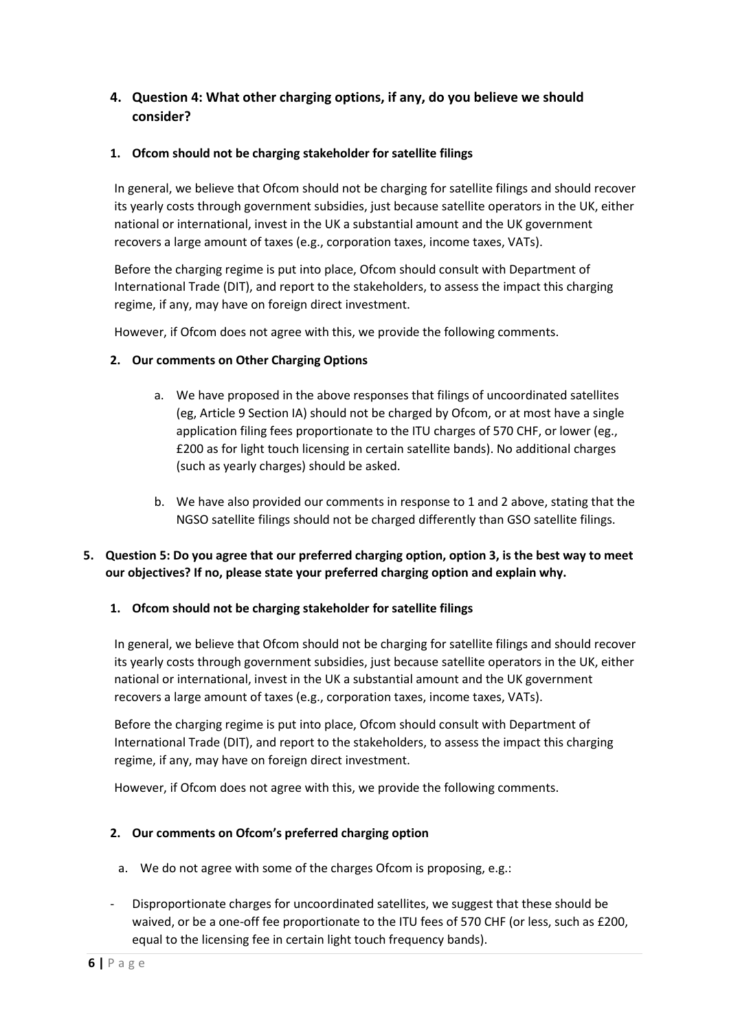## 4. Question 4: What other charging options, if any, do you believe we should consider?

### 1. Ofcom should not be charging stakeholder for satellite filings

In general, we believe that Ofcom should not be charging for satellite filings and should recover its yearly costs through government subsidies, just because satellite operators in the UK, either national or international, invest in the UK a substantial amount and the UK government recovers a large amount of taxes (e.g., corporation taxes, income taxes, VATs).

Before the charging regime is put into place, Ofcom should consult with Department of International Trade (DIT), and report to the stakeholders, to assess the impact this charging regime, if any, may have on foreign direct investment.

However, if Ofcom does not agree with this, we provide the following comments.

### 2. Our comments on Other Charging Options

a. We have proposed in the above responses that filings of uncoordinated satellites (eg, Article 9 Section IA) should not be charged by Ofcom, or at most have a single application filing fees proportionate to the ITU charges of 570 CHF, or lower (eg., £200 as for light touch licensing in certain satellite bands). No additional charges (such as yearly charges) should be asked.

b. We have also provided our comments in response to 1 and 2 above, stating that the NGSO satellite filings should not be charged differently than GSO satellite filings.

## 5. Question 5: Do you agree that our preferred charging option, option 3, is the best way to meet our objectives? If no, please state your preferred charging option and explain why.

### 1. Ofcom should not be charging stakeholder for satellite filings

In general, we believe that Ofcom should not be charging for satellite filings and should recover its yearly costs through government subsidies, just because satellite operators in the UK, either national or international, invest in the UK a substantial amount and the UK government recovers a large amount of taxes (e.g., corporation taxes, income taxes, VATs).

Before the charging regime is put into place, Ofcom should consult with Department of International Trade (DIT), and report to the stakeholders, to assess the impact this charging regime, if any, may have on foreign direct investment.

However, if Ofcom does not agree with this, we provide the following comments.

### 2. Our comments on Ofcom's preferred charging option

a. We do not agree with some of the charges Ofcom is proposing, e.g.:

- Disproportionate charges for uncoordinated satellites, we suggest that these should be waived, or be a one-off fee proportionate to the ITU fees of 570 CHF (or less, such as £200, equal to the licensing fee in certain light touch frequency bands).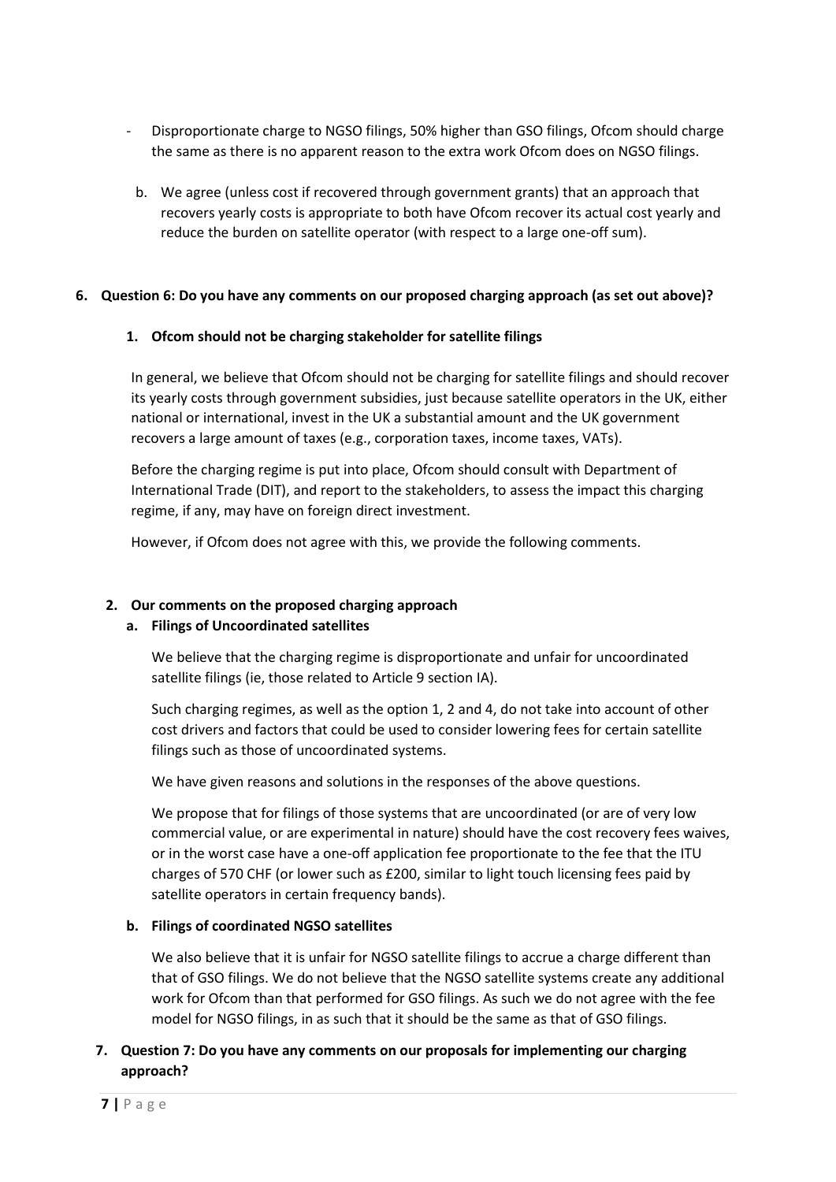- Disproportionate charge to NGSO filings, 50% higher than GSO filings, Ofcom should charge the same as there is no apparent reason to the extra work Ofcom does on NGSO filings.

b. We agree (unless cost if recovered through government grants) that an approach that recovers yearly costs is appropriate to both have Ofcom recover its actual cost yearly and reduce the burden on satellite operator (with respect to a large one-off sum).

**6. Question 6: Do you have any comments on our proposed charging approach (as set out above)?**

**1. Ofcom should not be charging stakeholder for satellite filings**

In general, we believe that Ofcom should not be charging for satellite filings and should recover its yearly costs through government subsidies, just because satellite operators in the UK, either national or international, invest in the UK a substantial amount and the UK government recovers a large amount of taxes (e.g., corporation taxes, income taxes, VATs).

Before the charging regime is put into place, Ofcom should consult with Department of International Trade (DIT), and report to the stakeholders, to assess the impact this charging regime, if any, may have on foreign direct investment.

However, if Ofcom does not agree with this, we provide the following comments.

**2. Our comments on the proposed charging approach**

**a. Filings of Uncoordinated satellites**

We believe that the charging regime is disproportionate and unfair for uncoordinated satellite filings (ie, those related to Article 9 section IA).

Such charging regimes, as well as the option 1, 2 and 4, do not take into account of other cost drivers and factors that could be used to consider lowering fees for certain satellite filings such as those of uncoordinated systems.

We have given reasons and solutions in the responses of the above questions.

We propose that for filings of those systems that are uncoordinated (or are of very low commercial value, or are experimental in nature) should have the cost recovery fees waives, or in the worst case have a one-off application fee proportionate to the fee that the ITU charges of 570 CHF (or lower such as £200, similar to light touch licensing fees paid by satellite operators in certain frequency bands).

**b. Filings of coordinated NGSO satellites**

We also believe that it is unfair for NGSO satellite filings to accrue a charge different than that of GSO filings. We do not believe that the NGSO satellite systems create any additional work for Ofcom than that performed for GSO filings. As such we do not agree with the fee model for NGSO filings, in as such that it should be the same as that of GSO filings.

**7. Question 7: Do you have any comments on our proposals for implementing our charging approach?**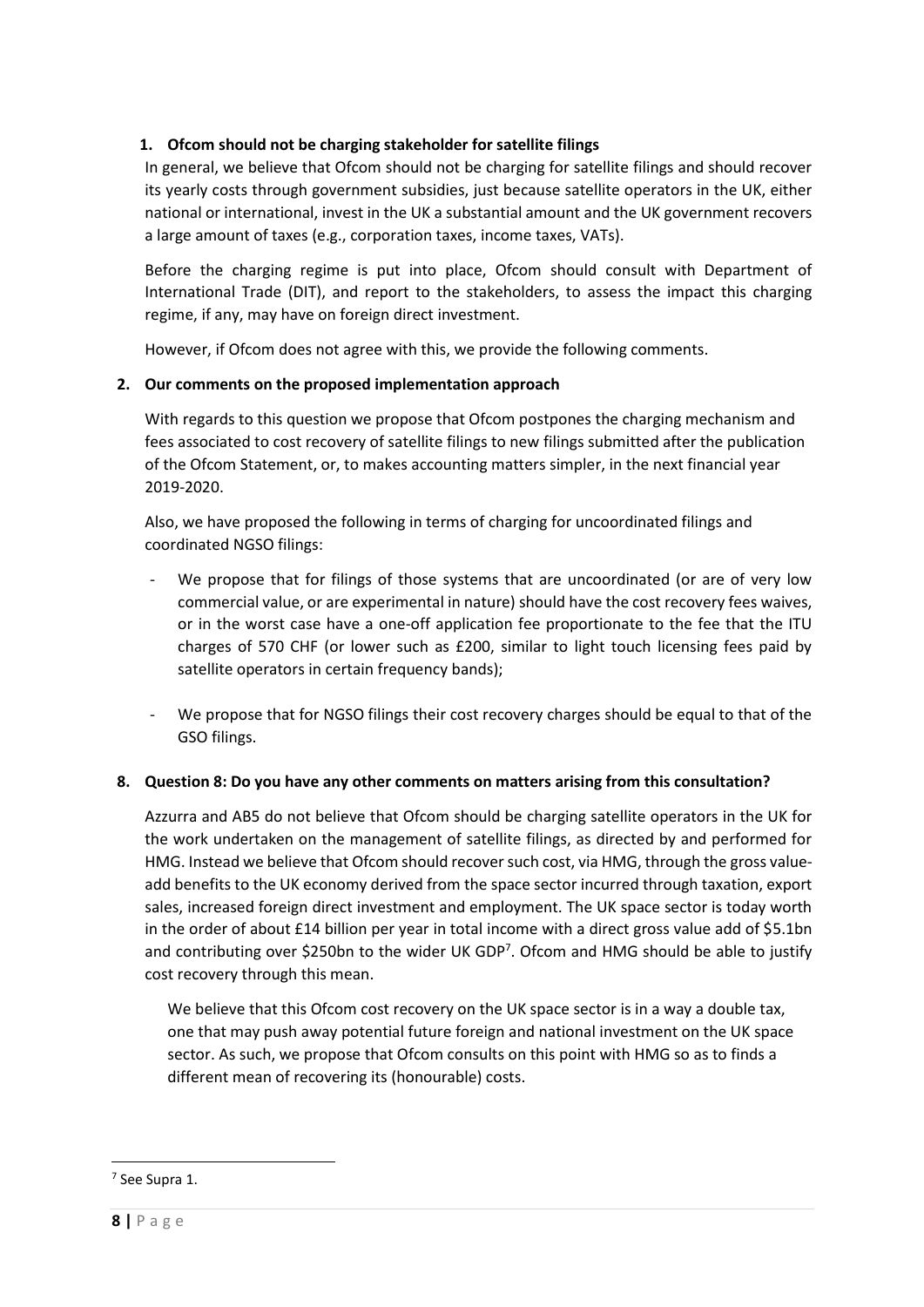**1. Ofcom should not be charging stakeholder for satellite filings**

In general, we believe that Ofcom should not be charging for satellite filings and should recover its yearly costs through government subsidies, just because satellite operators in the UK, either national or international, invest in the UK a substantial amount and the UK government recovers a large amount of taxes (e.g., corporation taxes, income taxes, VATs).

Before the charging regime is put into place, Ofcom should consult with Department of International Trade (DIT), and report to the stakeholders, to assess the impact this charging regime, if any, may have on foreign direct investment.

However, if Ofcom does not agree with this, we provide the following comments.

**2. Our comments on the proposed implementation approach**

With regards to this question we propose that Ofcom postpones the charging mechanism and fees associated to cost recovery of satellite filings to new filings submitted after the publication of the Ofcom Statement, or, to makes accounting matters simpler, in the next financial year 2019-2020.

Also, we have proposed the following in terms of charging for uncoordinated filings and coordinated NGSO filings:

- We propose that for filings of those systems that are uncoordinated (or are of very low commercial value, or are experimental in nature) should have the cost recovery fees waives, or in the worst case have a one-off application fee proportionate to the fee that the ITU charges of 570 CHF (or lower such as £200, similar to light touch licensing fees paid by satellite operators in certain frequency bands);

- We propose that for NGSO filings their cost recovery charges should be equal to that of the GSO filings.

**8. Question 8: Do you have any other comments on matters arising from this consultation?**

Azzurra and AB5 do not believe that Ofcom should be charging satellite operators in the UK for the work undertaken on the management of satellite filings, as directed by and performed for HMG. Instead we believe that Ofcom should recover such cost, via HMG, through the gross value-add benefits to the UK economy derived from the space sector incurred through taxation, export sales, increased foreign direct investment and employment. The UK space sector is today worth in the order of about £14 billion per year in total income with a direct gross value add of \$5.1bn and contributing over \$250bn to the wider UK GDP[7]. Ofcom and HMG should be able to justify cost recovery through this mean.

We believe that this Ofcom cost recovery on the UK space sector is in a way a double tax, one that may push away potential future foreign and national investment on the UK space sector. As such, we propose that Ofcom consults on this point with HMG so as to finds a different mean of recovering its (honourable) costs.

[7] See Supra 1.